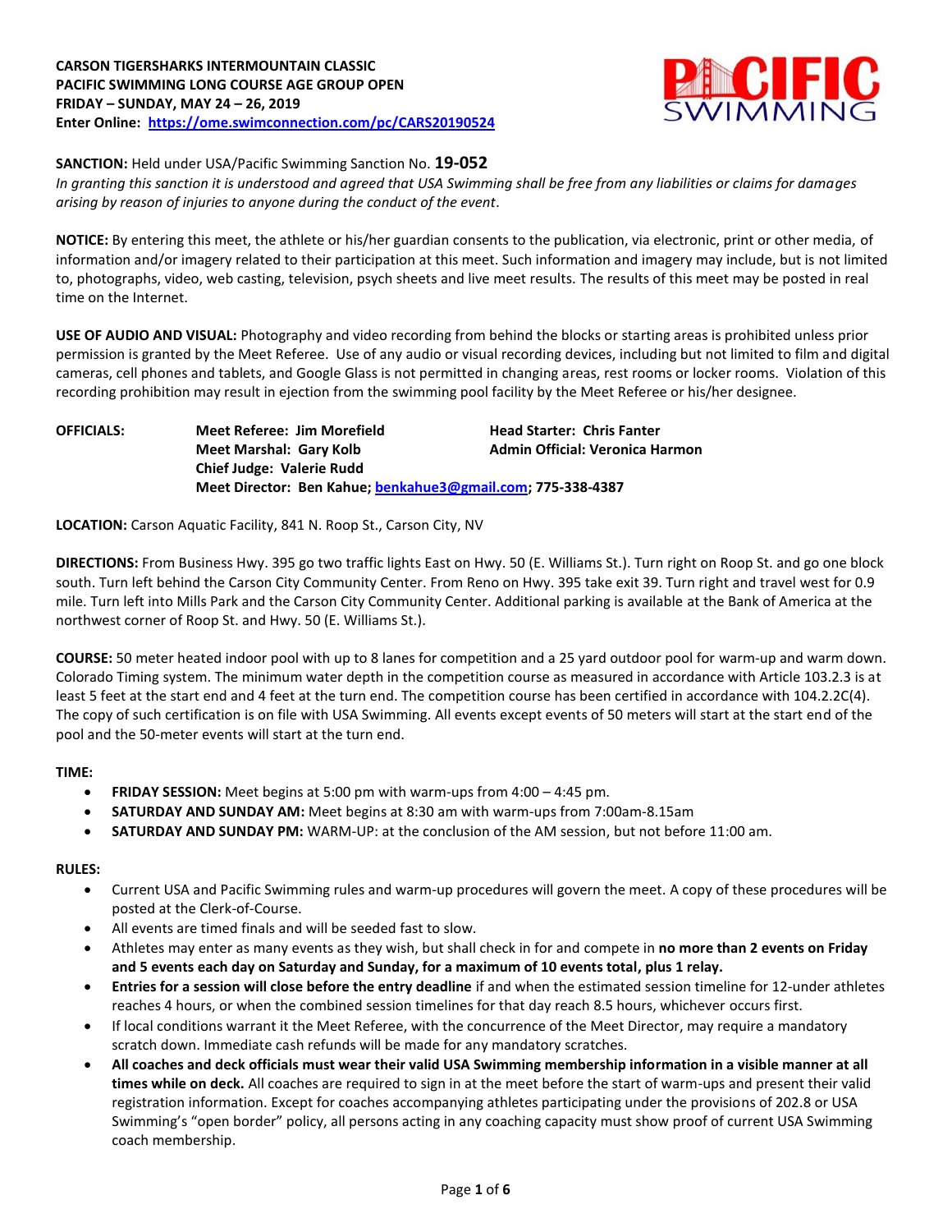**CARSON TIGERSHARKS INTERMOUNTAIN CLASSIC**
**PACIFIC SWIMMING LONG COURSE AGE GROUP OPEN**
**FRIDAY – SUNDAY, MAY 24 – 26, 2019**
**Enter Online: [https://ome.swimconnection.com/pc/CARS20190524](https://ome.swimconnection.com/pc/CARS20190524)**

**SANCTION:** Held under USA/Pacific Swimming Sanction No. **19-052**
*In granting this sanction it is understood and agreed that USA Swimming shall be free from any liabilities or claims for damages arising by reason of injuries to anyone during the conduct of the event.*

**NOTICE:** By entering this meet, the athlete or his/her guardian consents to the publication, via electronic, print or other media, of information and/or imagery related to their participation at this meet. Such information and imagery may include, but is not limited to, photographs, video, web casting, television, psych sheets and live meet results. The results of this meet may be posted in real time on the Internet.

**USE OF AUDIO AND VISUAL:** Photography and video recording from behind the blocks or starting areas is prohibited unless prior permission is granted by the Meet Referee. Use of any audio or visual recording devices, including but not limited to film and digital cameras, cell phones and tablets, and Google Glass is not permitted in changing areas, rest rooms or locker rooms. Violation of this recording prohibition may result in ejection from the swimming pool facility by the Meet Referee or his/her designee.

**OFFICIALS:**
**Meet Referee: Jim Morefield**
**Head Starter: Chris Fanter**
**Meet Marshal: Gary Kolb**
**Admin Official: Veronica Harmon**
**Chief Judge: Valerie Rudd**
**Meet Director: Ben Kahue; [benkahue3@gmail.com](mailto:benkahue3@gmail.com); 775-338-4387**

**LOCATION:** Carson Aquatic Facility, 841 N. Roop St., Carson City, NV

**DIRECTIONS:** From Business Hwy. 395 go two traffic lights East on Hwy. 50 (E. Williams St.). Turn right on Roop St. and go one block south. Turn left behind the Carson City Community Center. From Reno on Hwy. 395 take exit 39. Turn right and travel west for 0.9 mile. Turn left into Mills Park and the Carson City Community Center. Additional parking is available at the Bank of America at the northwest corner of Roop St. and Hwy. 50 (E. Williams St.).

**COURSE:** 50 meter heated indoor pool with up to 8 lanes for competition and a 25 yard outdoor pool for warm-up and warm down. Colorado Timing system. The minimum water depth in the competition course as measured in accordance with Article 103.2.3 is at least 5 feet at the start end and 4 feet at the turn end. The competition course has been certified in accordance with 104.2.2C(4). The copy of such certification is on file with USA Swimming. All events except events of 50 meters will start at the start end of the pool and the 50-meter events will start at the turn end.

**TIME:**

- **FRIDAY SESSION:** Meet begins at 5:00 pm with warm-ups from 4:00 – 4:45 pm.
- **SATURDAY AND SUNDAY AM:** Meet begins at 8:30 am with warm-ups from 7:00am-8.15am
- **SATURDAY AND SUNDAY PM:** WARM-UP: at the conclusion of the AM session, but not before 11:00 am.

**RULES:**

- Current USA and Pacific Swimming rules and warm-up procedures will govern the meet. A copy of these procedures will be posted at the Clerk-of-Course.
- All events are timed finals and will be seeded fast to slow.
- Athletes may enter as many events as they wish, but shall check in for and compete in **no more than 2 events on Friday and 5 events each day on Saturday and Sunday, for a maximum of 10 events total, plus 1 relay.**
- **Entries for a session will close before the entry deadline** if and when the estimated session timeline for 12-under athletes reaches 4 hours, or when the combined session timelines for that day reach 8.5 hours, whichever occurs first.
- If local conditions warrant it the Meet Referee, with the concurrence of the Meet Director, may require a mandatory scratch down. Immediate cash refunds will be made for any mandatory scratches.
- **All coaches and deck officials must wear their valid USA Swimming membership information in a visible manner at all times while on deck.** All coaches are required to sign in at the meet before the start of warm-ups and present their valid registration information. Except for coaches accompanying athletes participating under the provisions of 202.8 or USA Swimming's "open border" policy, all persons acting in any coaching capacity must show proof of current USA Swimming coach membership.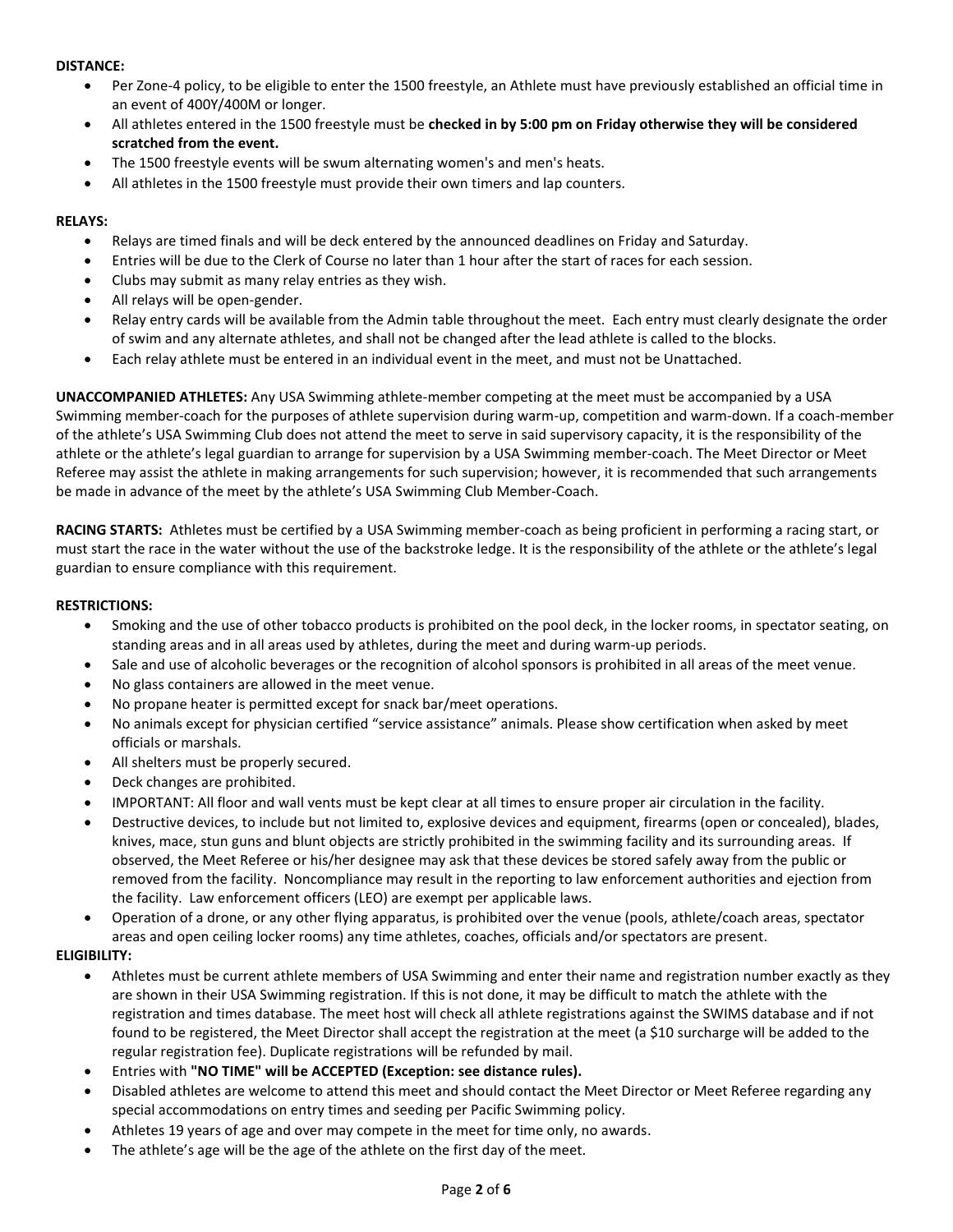**DISTANCE:**

- Per Zone-4 policy, to be eligible to enter the 1500 freestyle, an Athlete must have previously established an official time in an event of 400Y/400M or longer.
- All athletes entered in the 1500 freestyle must be **checked in by 5:00 pm on Friday otherwise they will be considered scratched from the event.**
- The 1500 freestyle events will be swum alternating women's and men's heats.
- All athletes in the 1500 freestyle must provide their own timers and lap counters.

**RELAYS:**

- Relays are timed finals and will be deck entered by the announced deadlines on Friday and Saturday.
- Entries will be due to the Clerk of Course no later than 1 hour after the start of races for each session.
- Clubs may submit as many relay entries as they wish.
- All relays will be open-gender.
- Relay entry cards will be available from the Admin table throughout the meet. Each entry must clearly designate the order of swim and any alternate athletes, and shall not be changed after the lead athlete is called to the blocks.
- Each relay athlete must be entered in an individual event in the meet, and must not be Unattached.

**UNACCOMPANIED ATHLETES:** Any USA Swimming athlete-member competing at the meet must be accompanied by a USA Swimming member-coach for the purposes of athlete supervision during warm-up, competition and warm-down. If a coach-member of the athlete's USA Swimming Club does not attend the meet to serve in said supervisory capacity, it is the responsibility of the athlete or the athlete's legal guardian to arrange for supervision by a USA Swimming member-coach. The Meet Director or Meet Referee may assist the athlete in making arrangements for such supervision; however, it is recommended that such arrangements be made in advance of the meet by the athlete's USA Swimming Club Member-Coach.

**RACING STARTS:** Athletes must be certified by a USA Swimming member-coach as being proficient in performing a racing start, or must start the race in the water without the use of the backstroke ledge. It is the responsibility of the athlete or the athlete's legal guardian to ensure compliance with this requirement.

**RESTRICTIONS:**

- Smoking and the use of other tobacco products is prohibited on the pool deck, in the locker rooms, in spectator seating, on standing areas and in all areas used by athletes, during the meet and during warm-up periods.
- Sale and use of alcoholic beverages or the recognition of alcohol sponsors is prohibited in all areas of the meet venue.
- No glass containers are allowed in the meet venue.
- No propane heater is permitted except for snack bar/meet operations.
- No animals except for physician certified "service assistance" animals. Please show certification when asked by meet officials or marshals.
- All shelters must be properly secured.
- Deck changes are prohibited.
- IMPORTANT: All floor and wall vents must be kept clear at all times to ensure proper air circulation in the facility.
- Destructive devices, to include but not limited to, explosive devices and equipment, firearms (open or concealed), blades, knives, mace, stun guns and blunt objects are strictly prohibited in the swimming facility and its surrounding areas. If observed, the Meet Referee or his/her designee may ask that these devices be stored safely away from the public or removed from the facility. Noncompliance may result in the reporting to law enforcement authorities and ejection from the facility. Law enforcement officers (LEO) are exempt per applicable laws.
- Operation of a drone, or any other flying apparatus, is prohibited over the venue (pools, athlete/coach areas, spectator areas and open ceiling locker rooms) any time athletes, coaches, officials and/or spectators are present.

**ELIGIBILITY:**

- Athletes must be current athlete members of USA Swimming and enter their name and registration number exactly as they are shown in their USA Swimming registration. If this is not done, it may be difficult to match the athlete with the registration and times database. The meet host will check all athlete registrations against the SWIMS database and if not found to be registered, the Meet Director shall accept the registration at the meet (a $10 surcharge will be added to the regular registration fee). Duplicate registrations will be refunded by mail.
- Entries with **"NO TIME" will be ACCEPTED (Exception: see distance rules).**
- Disabled athletes are welcome to attend this meet and should contact the Meet Director or Meet Referee regarding any special accommodations on entry times and seeding per Pacific Swimming policy.
- Athletes 19 years of age and over may compete in the meet for time only, no awards.
- The athlete's age will be the age of the athlete on the first day of the meet.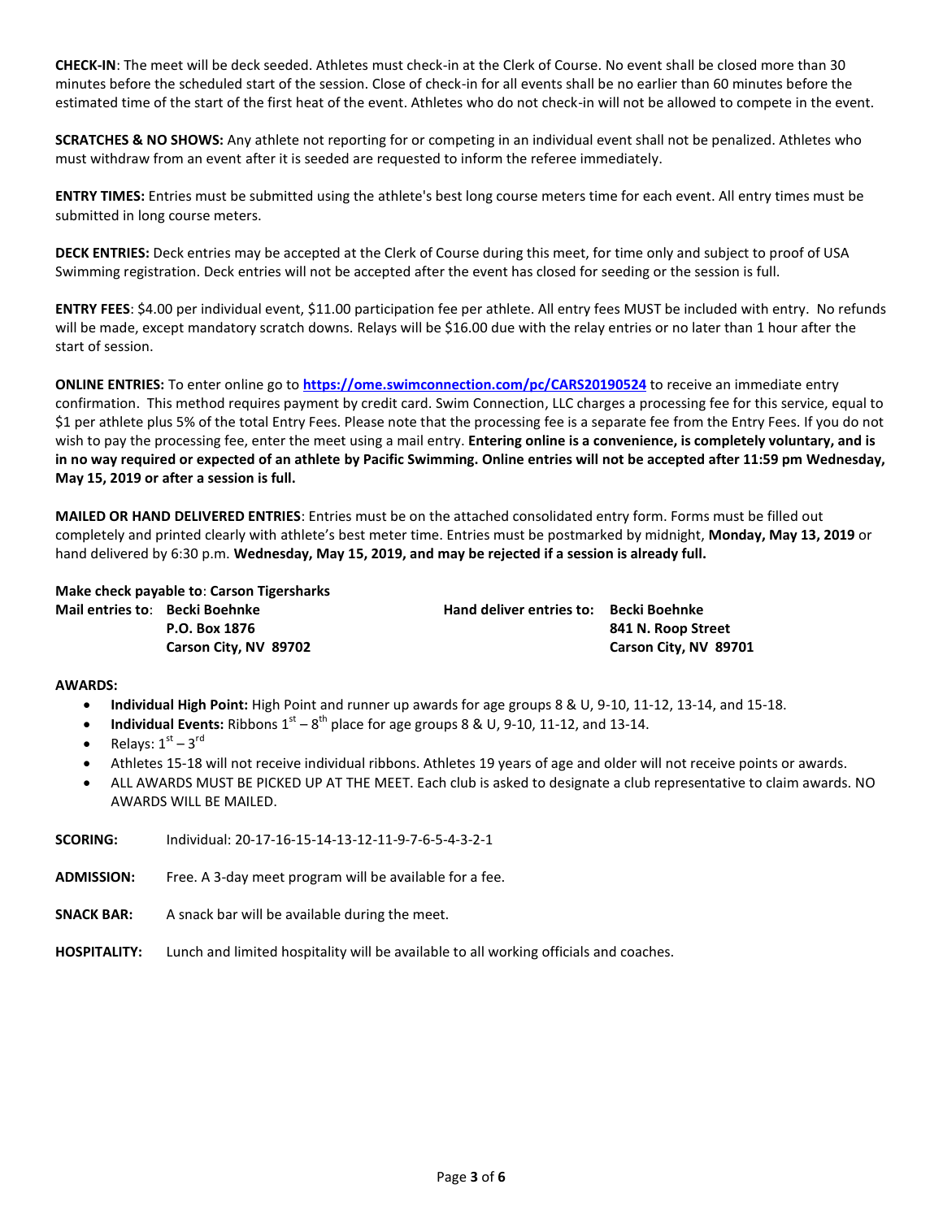**CHECK-IN**: The meet will be deck seeded. Athletes must check-in at the Clerk of Course. No event shall be closed more than 30 minutes before the scheduled start of the session. Close of check-in for all events shall be no earlier than 60 minutes before the estimated time of the start of the first heat of the event. Athletes who do not check-in will not be allowed to compete in the event.

**SCRATCHES & NO SHOWS:** Any athlete not reporting for or competing in an individual event shall not be penalized. Athletes who must withdraw from an event after it is seeded are requested to inform the referee immediately.

**ENTRY TIMES:** Entries must be submitted using the athlete's best long course meters time for each event. All entry times must be submitted in long course meters.

**DECK ENTRIES:** Deck entries may be accepted at the Clerk of Course during this meet, for time only and subject to proof of USA Swimming registration. Deck entries will not be accepted after the event has closed for seeding or the session is full.

**ENTRY FEES**: $4.00 per individual event, $11.00 participation fee per athlete. All entry fees MUST be included with entry. No refunds will be made, except mandatory scratch downs. Relays will be $16.00 due with the relay entries or no later than 1 hour after the start of session.

**ONLINE ENTRIES:** To enter online go to **https://ome.swimconnection.com/pc/CARS20190524** to receive an immediate entry confirmation. This method requires payment by credit card. Swim Connection, LLC charges a processing fee for this service, equal to $1 per athlete plus 5% of the total Entry Fees. Please note that the processing fee is a separate fee from the Entry Fees. If you do not wish to pay the processing fee, enter the meet using a mail entry. **Entering online is a convenience, is completely voluntary, and is in no way required or expected of an athlete by Pacific Swimming. Online entries will not be accepted after 11:59 pm Wednesday, May 15, 2019 or after a session is full.**

**MAILED OR HAND DELIVERED ENTRIES**: Entries must be on the attached consolidated entry form. Forms must be filled out completely and printed clearly with athlete's best meter time. Entries must be postmarked by midnight, **Monday, May 13, 2019** or hand delivered by 6:30 p.m. **Wednesday, May 15, 2019, and may be rejected if a session is already full.**

**Make check payable to**: **Carson Tigersharks**

**Mail entries to**: **Becki Boehnke**
**P.O. Box 1876**
**Carson City, NV 89702**

**Hand deliver entries to: Becki Boehnke**
**841 N. Roop Street**
**Carson City, NV 89701**

**AWARDS:**

- **Individual High Point:** High Point and runner up awards for age groups 8 & U, 9-10, 11-12, 13-14, and 15-18.
- **Individual Events:** Ribbons 1st – 8th place for age groups 8 & U, 9-10, 11-12, and 13-14.
- Relays: 1st – 3rd
- Athletes 15-18 will not receive individual ribbons. Athletes 19 years of age and older will not receive points or awards.
- ALL AWARDS MUST BE PICKED UP AT THE MEET. Each club is asked to designate a club representative to claim awards. NO AWARDS WILL BE MAILED.

**SCORING:** Individual: 20-17-16-15-14-13-12-11-9-7-6-5-4-3-2-1

**ADMISSION:** Free. A 3-day meet program will be available for a fee.

**SNACK BAR:** A snack bar will be available during the meet.

**HOSPITALITY:** Lunch and limited hospitality will be available to all working officials and coaches.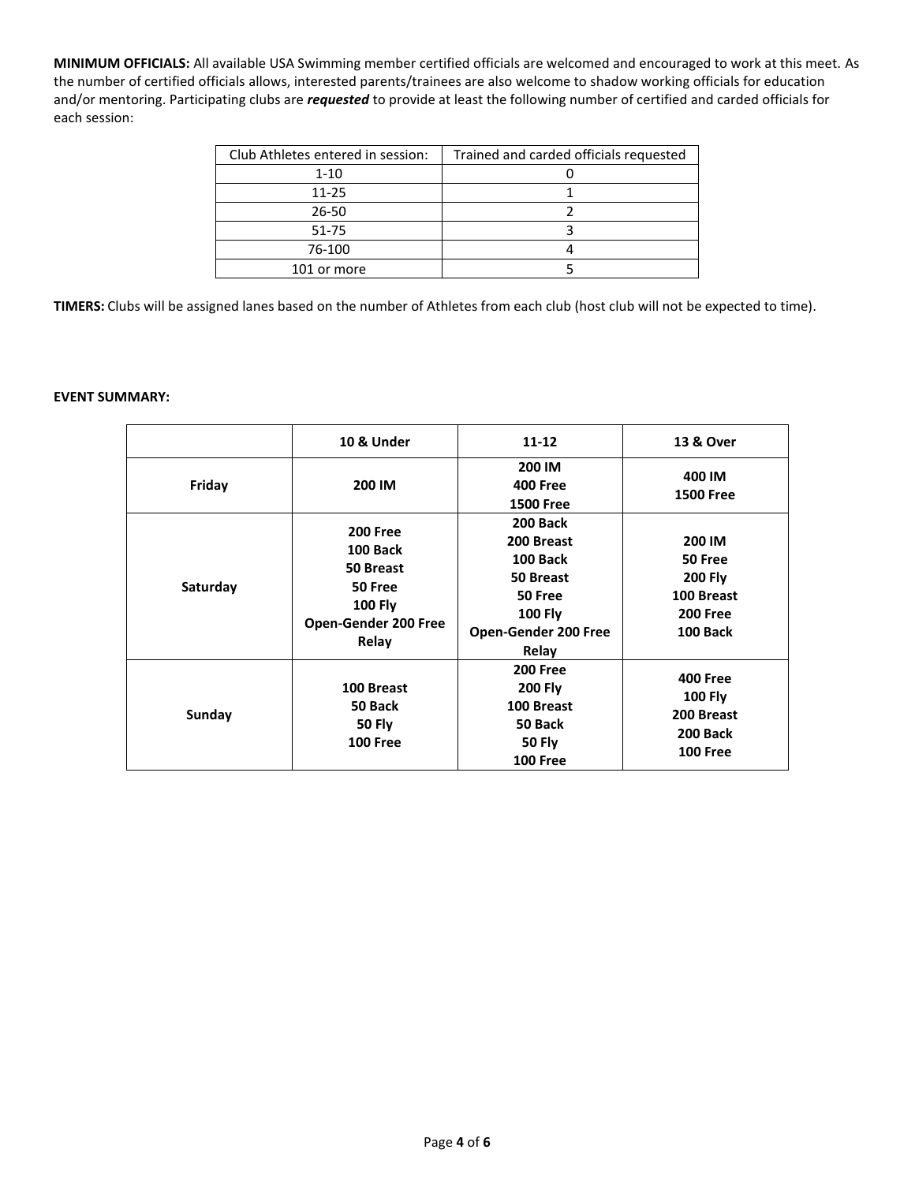**MINIMUM OFFICIALS:** All available USA Swimming member certified officials are welcomed and encouraged to work at this meet. As the number of certified officials allows, interested parents/trainees are also welcome to shadow working officials for education and/or mentoring. Participating clubs are ***requested*** to provide at least the following number of certified and carded officials for each session:

| Club Athletes entered in session: | Trained and carded officials requested |
|---|---|
| 1-10 | 0 |
| 11-25 | 1 |
| 26-50 | 2 |
| 51-75 | 3 |
| 76-100 | 4 |
| 101 or more | 5 |

**TIMERS:** Clubs will be assigned lanes based on the number of Athletes from each club (host club will not be expected to time).

**EVENT SUMMARY:**

| | 10 & Under | 11-12 | 13 & Over |
|---|---|---|---|
| **Friday** | **200 IM** | **200 IM**<br>**400 Free**<br>**1500 Free** | **400 IM**<br>**1500 Free** |
| **Saturday** | **200 Free**<br>**100 Back**<br>**50 Breast**<br>**50 Free**<br>**100 Fly**<br>**Open-Gender 200 Free Relay** | **200 Back**<br>**200 Breast**<br>**100 Back**<br>**50 Breast**<br>**50 Free**<br>**100 Fly**<br>**Open-Gender 200 Free Relay** | **200 IM**<br>**50 Free**<br>**200 Fly**<br>**100 Breast**<br>**200 Free**<br>**100 Back** |
| **Sunday** | **100 Breast**<br>**50 Back**<br>**50 Fly**<br>**100 Free** | **200 Free**<br>**200 Fly**<br>**100 Breast**<br>**50 Back**<br>**50 Fly**<br>**100 Free** | **400 Free**<br>**100 Fly**<br>**200 Breast**<br>**200 Back**<br>**100 Free** |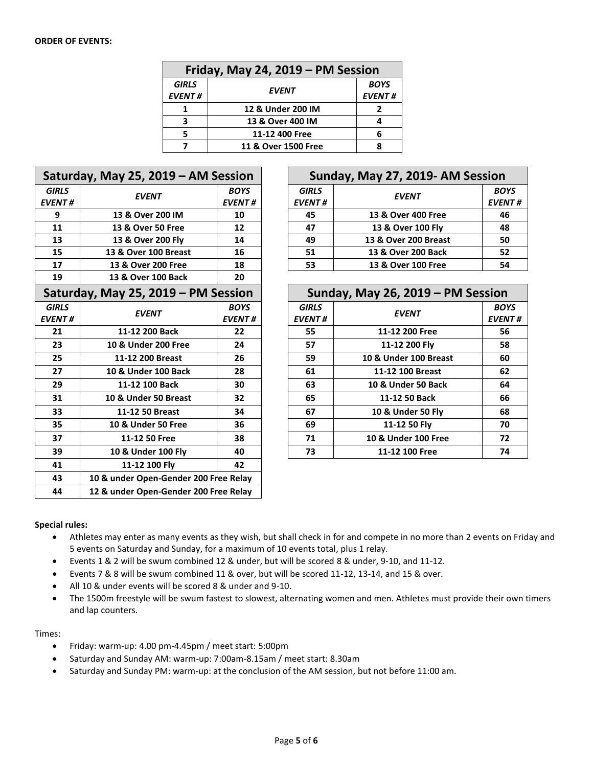**ORDER OF EVENTS:**

| Friday, May 24, 2019 – PM Session | | |
|---|---|---|
| ***GIRLS EVENT #*** | ***EVENT*** | ***BOYS EVENT #*** |
| **1** | **12 & Under 200 IM** | **2** |
| **3** | **13 & Over 400 IM** | **4** |
| **5** | **11-12 400 Free** | **6** |
| **7** | **11 & Over 1500 Free** | **8** |

| Saturday, May 25, 2019 – AM Session | | |
|---|---|---|
| ***GIRLS EVENT #*** | ***EVENT*** | ***BOYS EVENT #*** |
| **9** | **13 & Over 200 IM** | **10** |
| **11** | **13 & Over 50 Free** | **12** |
| **13** | **13 & Over 200 Fly** | **14** |
| **15** | **13 & Over 100 Breast** | **16** |
| **17** | **13 & Over 200 Free** | **18** |
| **19** | **13 & Over 100 Back** | **20** |

| Saturday, May 25, 2019 – PM Session | | |
|---|---|---|
| ***GIRLS EVENT #*** | ***EVENT*** | ***BOYS EVENT #*** |
| **21** | **11-12 200 Back** | **22** |
| **23** | **10 & Under 200 Free** | **24** |
| **25** | **11-12 200 Breast** | **26** |
| **27** | **10 & Under 100 Back** | **28** |
| **29** | **11-12 100 Back** | **30** |
| **31** | **10 & Under 50 Breast** | **32** |
| **33** | **11-12 50 Breast** | **34** |
| **35** | **10 & Under 50 Free** | **36** |
| **37** | **11-12 50 Free** | **38** |
| **39** | **10 & Under 100 Fly** | **40** |
| **41** | **11-12 100 Fly** | **42** |
| **43** | **10 & under Open-Gender 200 Free Relay** | |
| **44** | **12 & under Open-Gender 200 Free Relay** | |

| Sunday, May 27, 2019- AM Session | | |
|---|---|---|
| ***GIRLS EVENT #*** | ***EVENT*** | ***BOYS EVENT #*** |
| **45** | **13 & Over 400 Free** | **46** |
| **47** | **13 & Over 100 Fly** | **48** |
| **49** | **13 & Over 200 Breast** | **50** |
| **51** | **13 & Over 200 Back** | **52** |
| **53** | **13 & Over 100 Free** | **54** |

| Sunday, May 26, 2019 – PM Session | | |
|---|---|---|
| ***GIRLS EVENT #*** | ***EVENT*** | ***BOYS EVENT #*** |
| **55** | **11-12 200 Free** | **56** |
| **57** | **11-12 200 Fly** | **58** |
| **59** | **10 & Under 100 Breast** | **60** |
| **61** | **11-12 100 Breast** | **62** |
| **63** | **10 & Under 50 Back** | **64** |
| **65** | **11-12 50 Back** | **66** |
| **67** | **10 & Under 50 Fly** | **68** |
| **69** | **11-12 50 Fly** | **70** |
| **71** | **10 & Under 100 Free** | **72** |
| **73** | **11-12 100 Free** | **74** |

**Special rules:**

- Athletes may enter as many events as they wish, but shall check in for and compete in no more than 2 events on Friday and 5 events on Saturday and Sunday, for a maximum of 10 events total, plus 1 relay.
- Events 1 & 2 will be swum combined 12 & under, but will be scored 8 & under, 9-10, and 11-12.
- Events 7 & 8 will be swum combined 11 & over, but will be scored 11-12, 13-14, and 15 & over.
- All 10 & under events will be scored 8 & under and 9-10.
- The 1500m freestyle will be swum fastest to slowest, alternating women and men. Athletes must provide their own timers and lap counters.

Times:

- Friday: warm-up: 4.00 pm-4.45pm / meet start: 5:00pm
- Saturday and Sunday AM: warm-up: 7:00am-8.15am / meet start: 8.30am
- Saturday and Sunday PM: warm-up: at the conclusion of the AM session, but not before 11:00 am.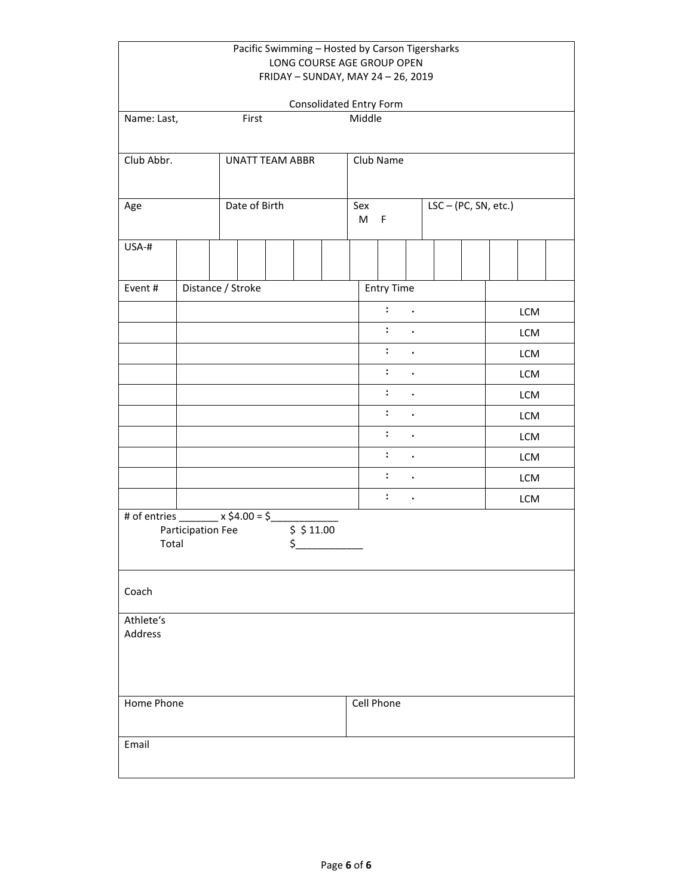Pacific Swimming – Hosted by Carson Tigersharks
LONG COURSE AGE GROUP OPEN
FRIDAY – SUNDAY, MAY 24 – 26, 2019

Consolidated Entry Form

| Name: Last, | First | Middle |
|---|---|---|
| | | |

| Club Abbr. | UNATT TEAM ABBR | Club Name |
|---|---|---|
| | | |

| Age | Date of Birth | Sex M F | LSC – (PC, SN, etc.) |
|---|---|---|---|
| | | | |

| USA-# | | | | | | | | | | | | | | |
|---|---|---|---|---|---|---|---|---|---|---|---|---|---|---|
| | | | | | | | | | | | | | | |

| Event # | Distance / Stroke | Entry Time | |
|---|---|---|---|
| | | : . | LCM |
| | | : . | LCM |
| | | : . | LCM |
| | | : . | LCM |
| | | : . | LCM |
| | | : . | LCM |
| | | : . | LCM |
| | | : . | LCM |
| | | : . | LCM |
| | | : . | LCM |

# of entries _______ x $4.00 = $____________

Participation Fee $ $ 11.00

Total $____________

Coach

Athlete's Address

| Home Phone | Cell Phone |
|---|---|
| | |

Email